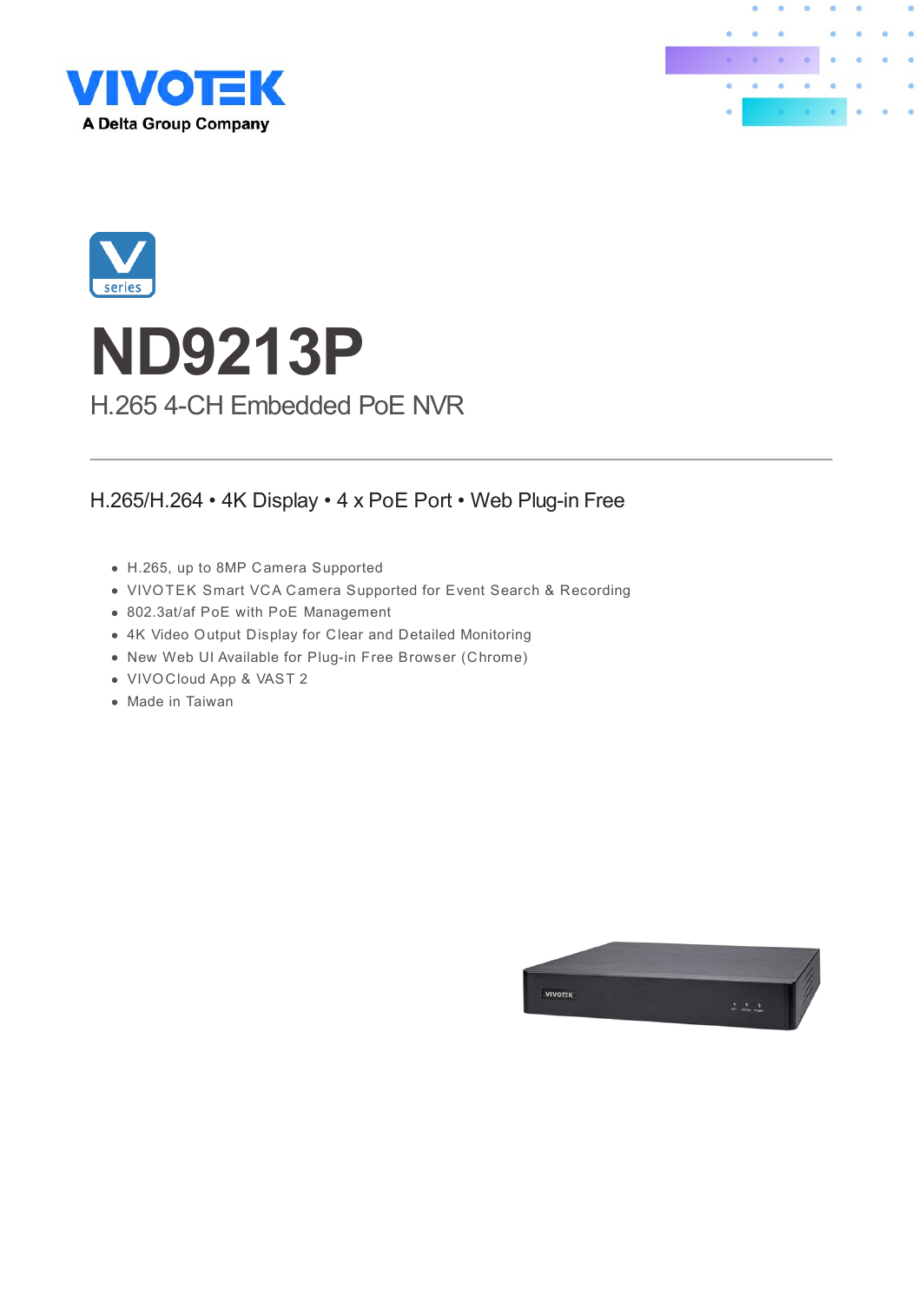VIVOTEK

A Delta Group Company

V series

# ND9213P

## H.265 4-CH Embedded PoE NVR

H.265/H.264 • 4K Display • 4 x PoE Port • Web Plug-in Free

- H.265, up to 8MP Camera Supported
- VIVOTEK Smart VCA Camera Supported for Event Search & Recording
- 802.3at/af PoE with PoE Management
- 4K Video Output Display for Clear and Detailed Monitoring
- New Web UI Available for Plug-in Free Browser (Chrome)
- VIVOCloud App & VAST 2
- Made in Taiwan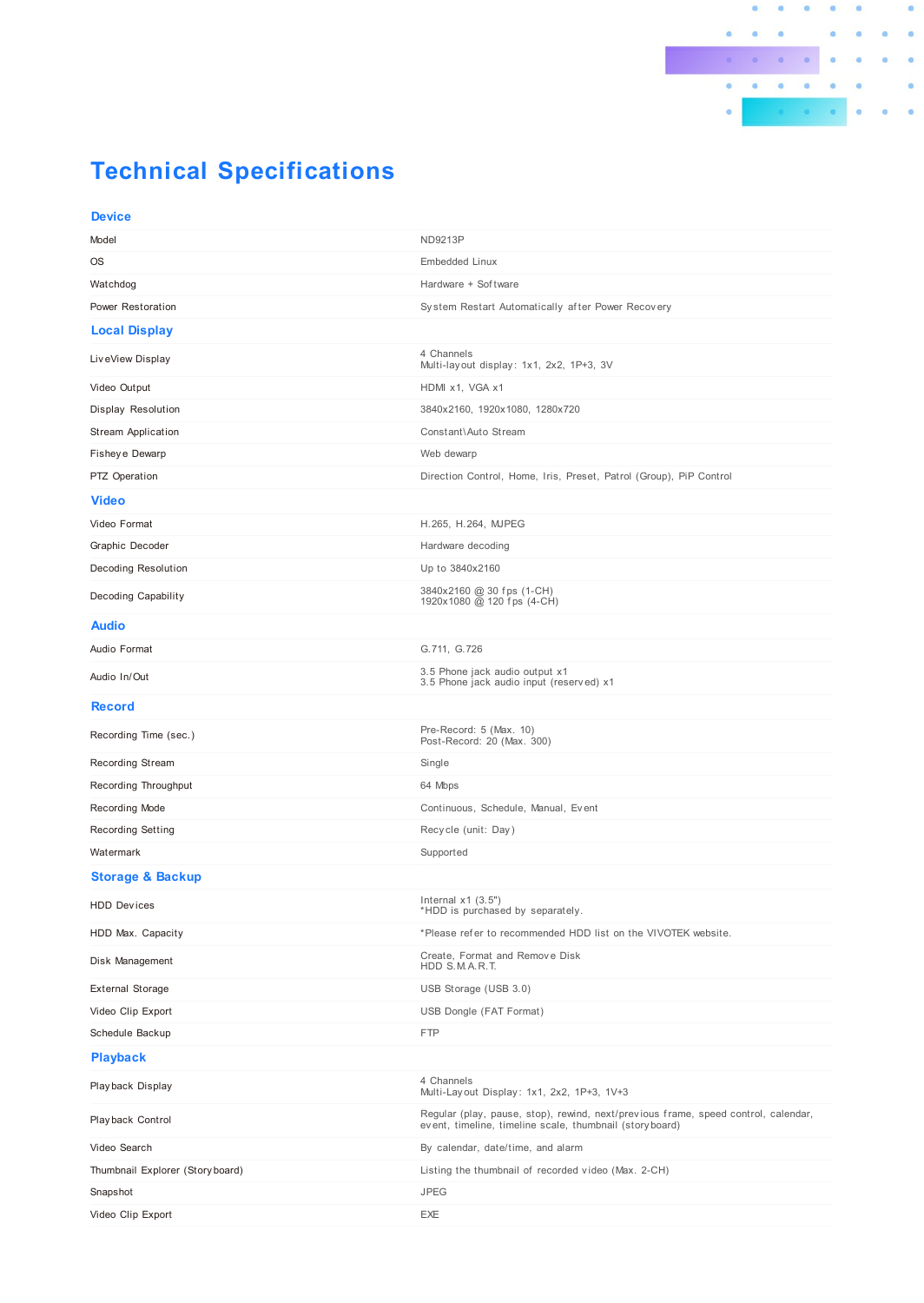# Technical Specifications

## Device

| | |
|---|---|
| Model | ND9213P |
| OS | Embedded Linux |
| Watchdog | Hardware + Software |
| Power Restoration | System Restart Automatically after Power Recovery |

## Local Display

| | |
|---|---|
| LiveView Display | 4 Channels<br>Multi-layout display: 1x1, 2x2, 1P+3, 3V |
| Video Output | HDMI x1, VGA x1 |
| Display Resolution | 3840x2160, 1920x1080, 1280x720 |
| Stream Application | Constant\Auto Stream |
| Fisheye Dewarp | Web dewarp |
| PTZ Operation | Direction Control, Home, Iris, Preset, Patrol (Group), PiP Control |

## Video

| | |
|---|---|
| Video Format | H.265, H.264, MJPEG |
| Graphic Decoder | Hardware decoding |
| Decoding Resolution | Up to 3840x2160 |
| Decoding Capability | 3840x2160 @ 30 fps (1-CH)<br>1920x1080 @ 120 fps (4-CH) |

## Audio

| | |
|---|---|
| Audio Format | G.711, G.726 |
| Audio In/Out | 3.5 Phone jack audio output x1<br>3.5 Phone jack audio input (reserved) x1 |

## Record

| | |
|---|---|
| Recording Time (sec.) | Pre-Record: 5 (Max. 10)<br>Post-Record: 20 (Max. 300) |
| Recording Stream | Single |
| Recording Throughput | 64 Mbps |
| Recording Mode | Continuous, Schedule, Manual, Event |
| Recording Setting | Recycle (unit: Day) |
| Watermark | Supported |

## Storage & Backup

| | |
|---|---|
| HDD Devices | Internal x1 (3.5")<br>*HDD is purchased by separately. |
| HDD Max. Capacity | *Please refer to recommended HDD list on the VIVOTEK website. |
| Disk Management | Create, Format and Remove Disk<br>HDD S.M.A.R.T. |
| External Storage | USB Storage (USB 3.0) |
| Video Clip Export | USB Dongle (FAT Format) |
| Schedule Backup | FTP |

## Playback

| | |
|---|---|
| Playback Display | 4 Channels<br>Multi-Layout Display: 1x1, 2x2, 1P+3, 1V+3 |
| Playback Control | Regular (play, pause, stop), rewind, next/previous frame, speed control, calendar, event, timeline, timeline scale, thumbnail (storyboard) |
| Video Search | By calendar, date/time, and alarm |
| Thumbnail Explorer (Storyboard) | Listing the thumbnail of recorded video (Max. 2-CH) |
| Snapshot | JPEG |
| Video Clip Export | EXE |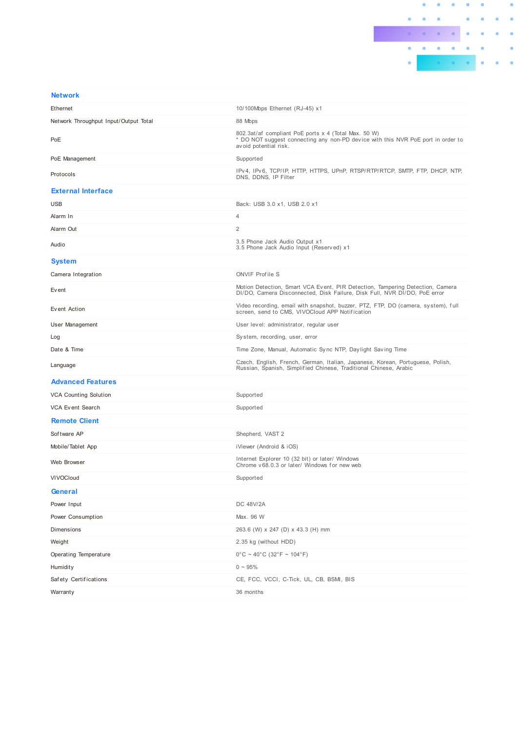## Network

| | |
|---|---|
| Ethernet | 10/100Mbps Ethernet (RJ-45) x1 |
| Network Throughput Input/Output Total | 88 Mbps |
| PoE | 802.3at/af compliant PoE ports x 4 (Total Max. 50 W)<br>* DO NOT suggest connecting any non-PD device with this NVR PoE port in order to avoid potential risk. |
| PoE Management | Supported |
| Protocols | IPv4, IPv6, TCP/IP, HTTP, HTTPS, UPnP, RTSP/RTP/RTCP, SMTP, FTP, DHCP, NTP, DNS, DDNS, IP Filter |

## External Interface

| | |
|---|---|
| USB | Back: USB 3.0 x1, USB 2.0 x1 |
| Alarm In | 4 |
| Alarm Out | 2 |
| Audio | 3.5 Phone Jack Audio Output x1<br>3.5 Phone Jack Audio Input (Reserved) x1 |

## System

| | |
|---|---|
| Camera Integration | ONVIF Profile S |
| Event | Motion Detection, Smart VCA Event, PIR Detection, Tampering Detection, Camera DI/DO, Camera Disconnected, Disk Failure, Disk Full, NVR DI/DO, PoE error |
| Event Action | Video recording, email with snapshot, buzzer, PTZ, FTP, DO (camera, system), full screen, send to CMS, VIVOCloud APP Notification |
| User Management | User level: administrator, regular user |
| Log | System, recording, user, error |
| Date & Time | Time Zone, Manual, Automatic Sync NTP, Daylight Saving Time |
| Language | Czech, English, French, German, Italian, Japanese, Korean, Portuguese, Polish, Russian, Spanish, Simplified Chinese, Traditional Chinese, Arabic |

## Advanced Features

| | |
|---|---|
| VCA Counting Solution | Supported |
| VCA Event Search | Supported |

## Remote Client

| | |
|---|---|
| Software AP | Shepherd, VAST 2 |
| Mobile/Tablet App | iViewer (Android & iOS) |
| Web Browser | Internet Explorer 10 (32 bit) or later/ Windows<br>Chrome v68.0.3 or later/ Windows for new web |
| VIVOCloud | Supported |

## General

| | |
|---|---|
| Power Input | DC 48V/2A |
| Power Consumption | Max. 96 W |
| Dimensions | 263.6 (W) x 247 (D) x 43.3 (H) mm |
| Weight | 2.35 kg (without HDD) |
| Operating Temperature | 0°C ~ 40°C (32°F ~ 104°F) |
| Humidity | 0 ~ 95% |
| Safety Certifications | CE, FCC, VCCI, C-Tick, UL, CB, BSMI, BIS |
| Warranty | 36 months |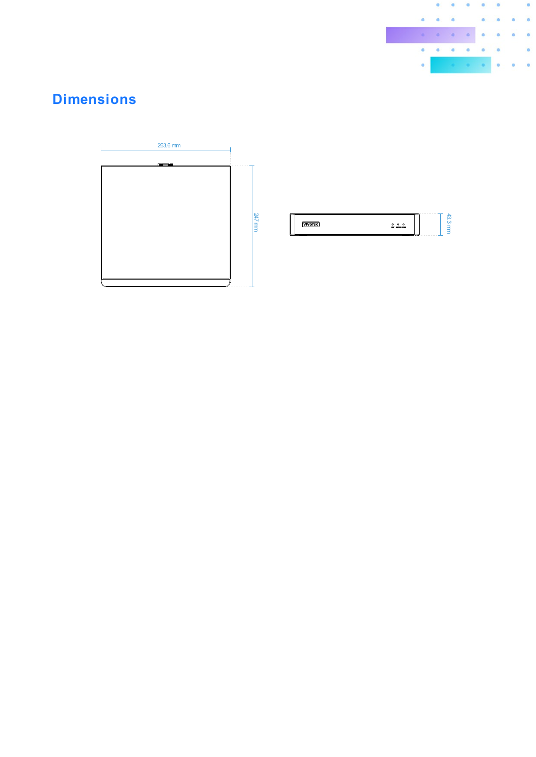# Dimensions

263.6 mm

247 mm

43.3 mm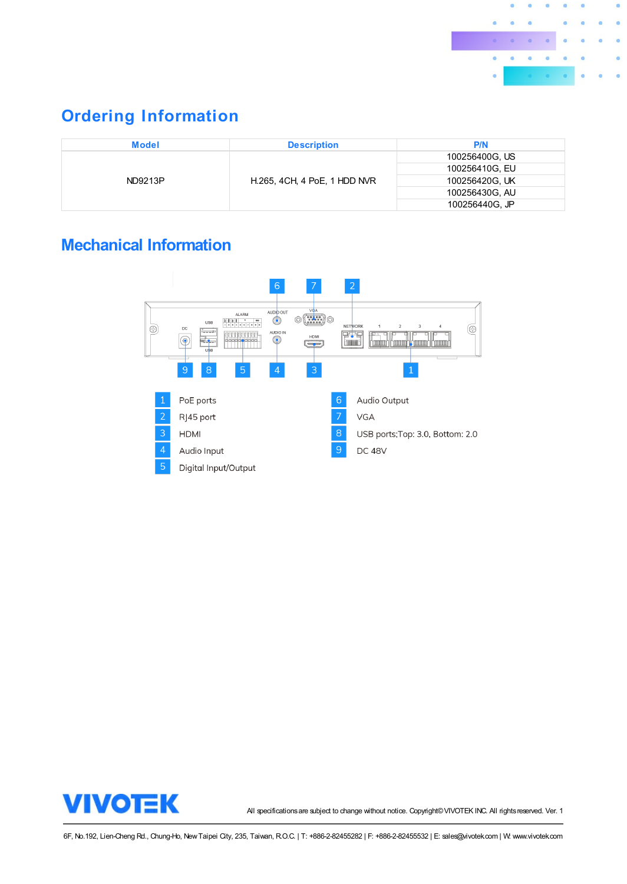## Ordering Information

| Model | Description | P/N |
|---|---|---|
| ND9213P | H.265, 4CH, 4 PoE, 1 HDD NVR | 100256400G, US |
| | | 100256410G, EU |
| | | 100256420G, UK |
| | | 100256430G, AU |
| | | 100256440G, JP |

## Mechanical Information

6 7 2

AUDIO OUT VGA NETWORK 1 2 3 4 DC USB ALARM AUDIO IN HDMI USB

9 8 5 4 3 1

1 PoE ports
2 RJ45 port
3 HDMI
4 Audio Input
5 Digital Input/Output
6 Audio Output
7 VGA
8 USB ports;Top: 3.0, Bottom: 2.0
9 DC 48V

All specifications are subject to change without notice. Copyright© VIVOTEK INC. All rights reserved. Ver. 1

6F, No.192, Lien-Cheng Rd., Chung-Ho, New Taipei City, 235, Taiwan, R.O.C. | T: +886-2-82455282 | F: +886-2-82455532 | E: sales@vivotek.com | W: www.vivotek.com